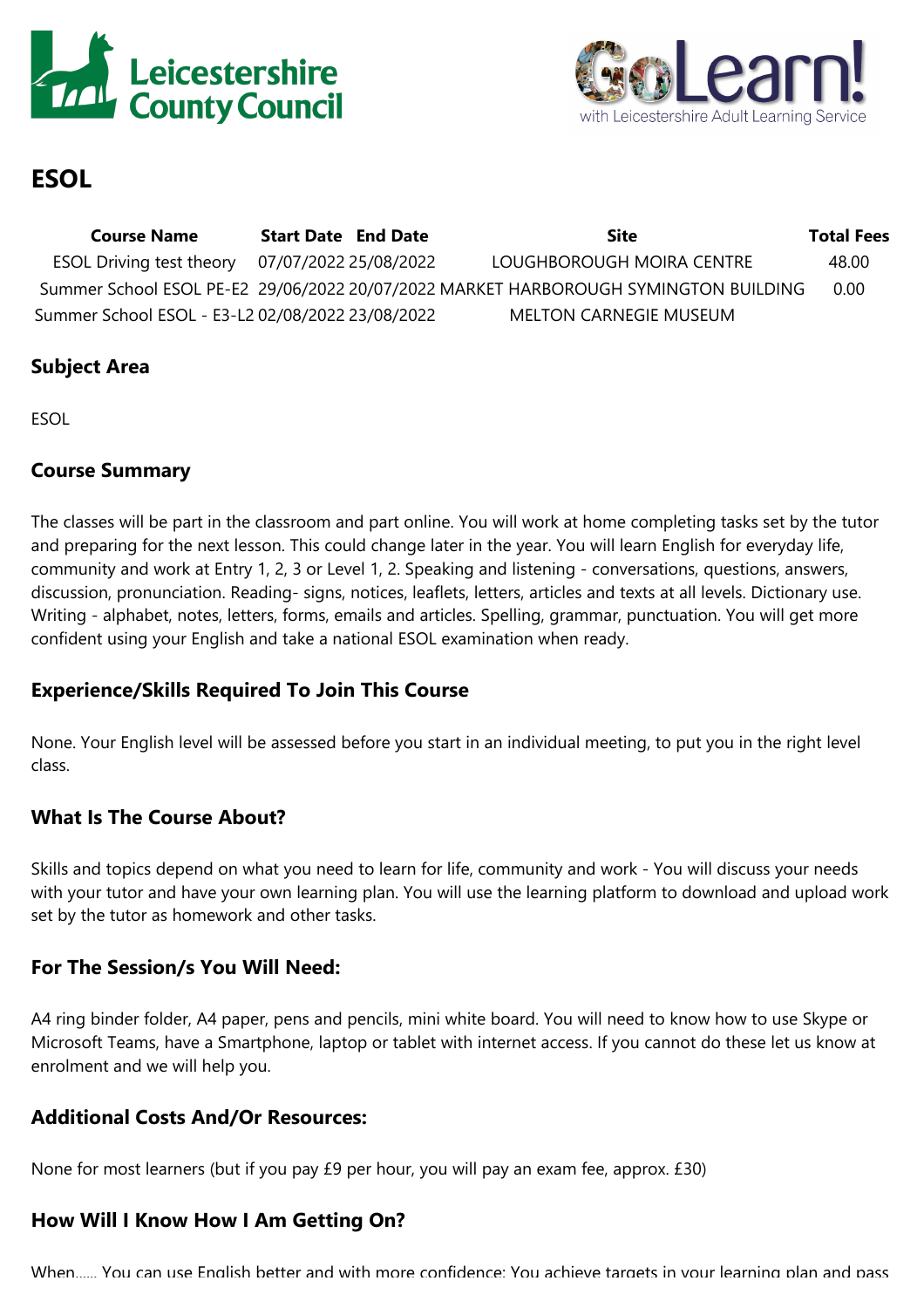# ESOL

| Course Name | Start Date | End Date | Site | Total Fees |
|---|---|---|---|---|
| ESOL Driving test theory | 07/07/2022 | 25/08/2022 | LOUGHBOROUGH MOIRA CENTRE | 48.00 |
| Summer School ESOL PE-E2 | 29/06/2022 | 20/07/2022 | MARKET HARBOROUGH SYMINGTON BUILDING | 0.00 |
| Summer School ESOL - E3-L2 | 02/08/2022 | 23/08/2022 | MELTON CARNEGIE MUSEUM | |

## Subject Area

ESOL

## Course Summary

The classes will be part in the classroom and part online. You will work at home completing tasks set by the tutor and preparing for the next lesson. This could change later in the year. You will learn English for everyday life, community and work at Entry 1, 2, 3 or Level 1, 2. Speaking and listening - conversations, questions, answers, discussion, pronunciation. Reading- signs, notices, leaflets, letters, articles and texts at all levels. Dictionary use. Writing - alphabet, notes, letters, forms, emails and articles. Spelling, grammar, punctuation. You will get more confident using your English and take a national ESOL examination when ready.

## Experience/Skills Required To Join This Course

None. Your English level will be assessed before you start in an individual meeting, to put you in the right level class.

## What Is The Course About?

Skills and topics depend on what you need to learn for life, community and work - You will discuss your needs with your tutor and have your own learning plan. You will use the learning platform to download and upload work set by the tutor as homework and other tasks.

## For The Session/s You Will Need:

A4 ring binder folder, A4 paper, pens and pencils, mini white board. You will need to know how to use Skype or Microsoft Teams, have a Smartphone, laptop or tablet with internet access. If you cannot do these let us know at enrolment and we will help you.

## Additional Costs And/Or Resources:

None for most learners (but if you pay £9 per hour, you will pay an exam fee, approx. £30)

## How Will I Know How I Am Getting On?

When...... You can use English better and with more confidence; You achieve targets in your learning plan and pass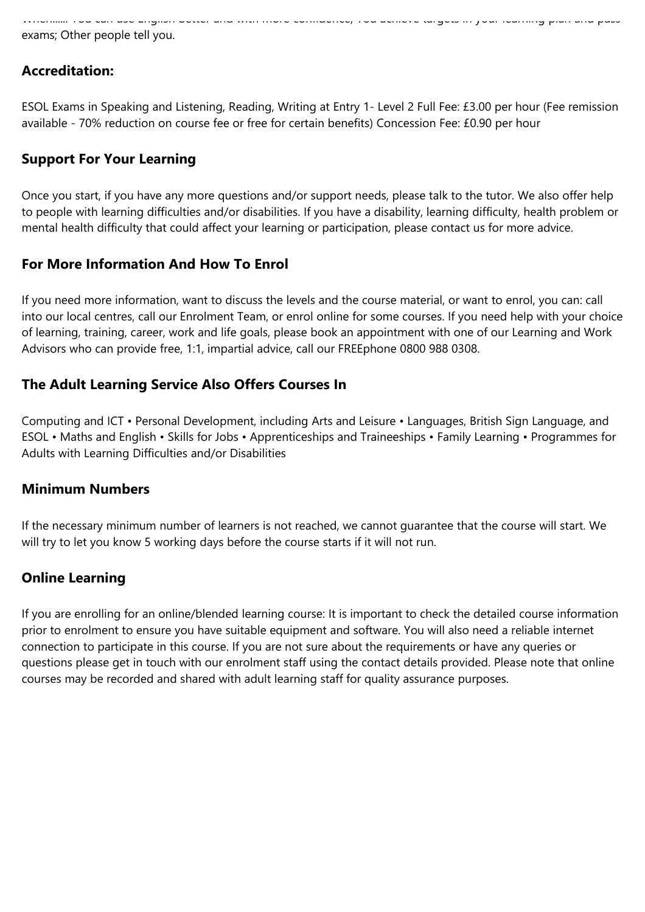When....... You can use English better and with more confidence; You achieve targets in your learning plan and pass exams; Other people tell you.

## Accreditation:

ESOL Exams in Speaking and Listening, Reading, Writing at Entry 1- Level 2 Full Fee: £3.00 per hour (Fee remission available - 70% reduction on course fee or free for certain benefits) Concession Fee: £0.90 per hour

## Support For Your Learning

Once you start, if you have any more questions and/or support needs, please talk to the tutor. We also offer help to people with learning difficulties and/or disabilities. If you have a disability, learning difficulty, health problem or mental health difficulty that could affect your learning or participation, please contact us for more advice.

## For More Information And How To Enrol

If you need more information, want to discuss the levels and the course material, or want to enrol, you can: call into our local centres, call our Enrolment Team, or enrol online for some courses. If you need help with your choice of learning, training, career, work and life goals, please book an appointment with one of our Learning and Work Advisors who can provide free, 1:1, impartial advice, call our FREEphone 0800 988 0308.

## The Adult Learning Service Also Offers Courses In

Computing and ICT • Personal Development, including Arts and Leisure • Languages, British Sign Language, and ESOL • Maths and English • Skills for Jobs • Apprenticeships and Traineeships • Family Learning • Programmes for Adults with Learning Difficulties and/or Disabilities

## Minimum Numbers

If the necessary minimum number of learners is not reached, we cannot guarantee that the course will start. We will try to let you know 5 working days before the course starts if it will not run.

## Online Learning

If you are enrolling for an online/blended learning course: It is important to check the detailed course information prior to enrolment to ensure you have suitable equipment and software. You will also need a reliable internet connection to participate in this course. If you are not sure about the requirements or have any queries or questions please get in touch with our enrolment staff using the contact details provided. Please note that online courses may be recorded and shared with adult learning staff for quality assurance purposes.